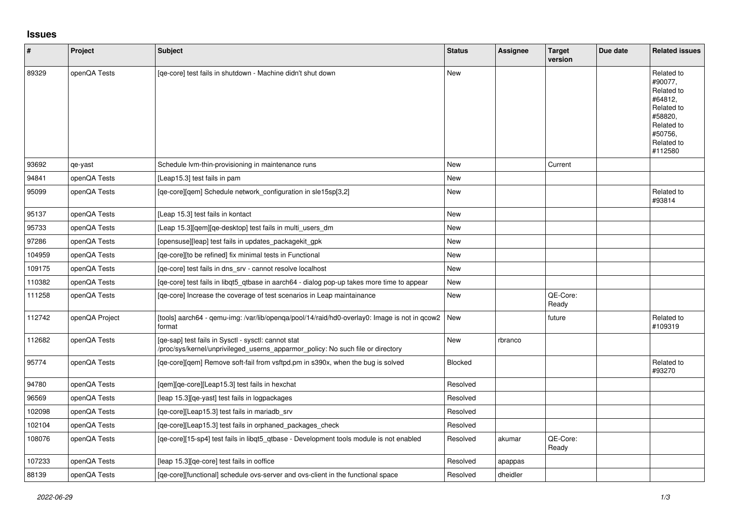## Issues

| # | Project | Subject | Status | Assignee | Target version | Due date | Related issues |
|---|---|---|---|---|---|---|---|
| 89329 | openQA Tests | [qe-core] test fails in shutdown - Machine didn't shut down | New | | | | Related to #90077, Related to #64812, Related to #58820, Related to #50756, Related to #112580 |
| 93692 | qe-yast | Schedule lvm-thin-provisioning in maintenance runs | New | | Current | | |
| 94841 | openQA Tests | [Leap15.3] test fails in pam | New | | | | |
| 95099 | openQA Tests | [qe-core][qem] Schedule network_configuration in sle15sp[3,2] | New | | | | Related to #93814 |
| 95137 | openQA Tests | [Leap 15.3] test fails in kontact | New | | | | |
| 95733 | openQA Tests | [Leap 15.3][qem][qe-desktop] test fails in multi_users_dm | New | | | | |
| 97286 | openQA Tests | [opensuse][leap] test fails in updates_packagekit_gpk | New | | | | |
| 104959 | openQA Tests | [qe-core][to be refined] fix minimal tests in Functional | New | | | | |
| 109175 | openQA Tests | [qe-core] test fails in dns_srv - cannot resolve localhost | New | | | | |
| 110382 | openQA Tests | [qe-core] test fails in libqt5_qtbase in aarch64 - dialog pop-up takes more time to appear | New | | | | |
| 111258 | openQA Tests | [qe-core] Increase the coverage of test scenarios in Leap maintainance | New | | QE-Core: Ready | | |
| 112742 | openQA Project | [tools] aarch64 - qemu-img: /var/lib/openqa/pool/14/raid/hd0-overlay0: Image is not in qcow2 format | New | | future | | Related to #109319 |
| 112682 | openQA Tests | [qe-sap] test fails in Sysctl - sysctl: cannot stat /proc/sys/kernel/unprivileged_userns_apparmor_policy: No such file or directory | New | rbranco | | | |
| 95774 | openQA Tests | [qe-core][qem] Remove soft-fail from vsftpd.pm in s390x, when the bug is solved | Blocked | | | | Related to #93270 |
| 94780 | openQA Tests | [qem][qe-core][Leap15.3] test fails in hexchat | Resolved | | | | |
| 96569 | openQA Tests | [leap 15.3][qe-yast] test fails in logpackages | Resolved | | | | |
| 102098 | openQA Tests | [qe-core][Leap15.3] test fails in mariadb_srv | Resolved | | | | |
| 102104 | openQA Tests | [qe-core][Leap15.3] test fails in orphaned_packages_check | Resolved | | | | |
| 108076 | openQA Tests | [qe-core][15-sp4] test fails in libqt5_qtbase - Development tools module is not enabled | Resolved | akumar | QE-Core: Ready | | |
| 107233 | openQA Tests | [leap 15.3][qe-core] test fails in ooffice | Resolved | apappas | | | |
| 88139 | openQA Tests | [qe-core][functional] schedule ovs-server and ovs-client in the functional space | Resolved | dheidler | | | |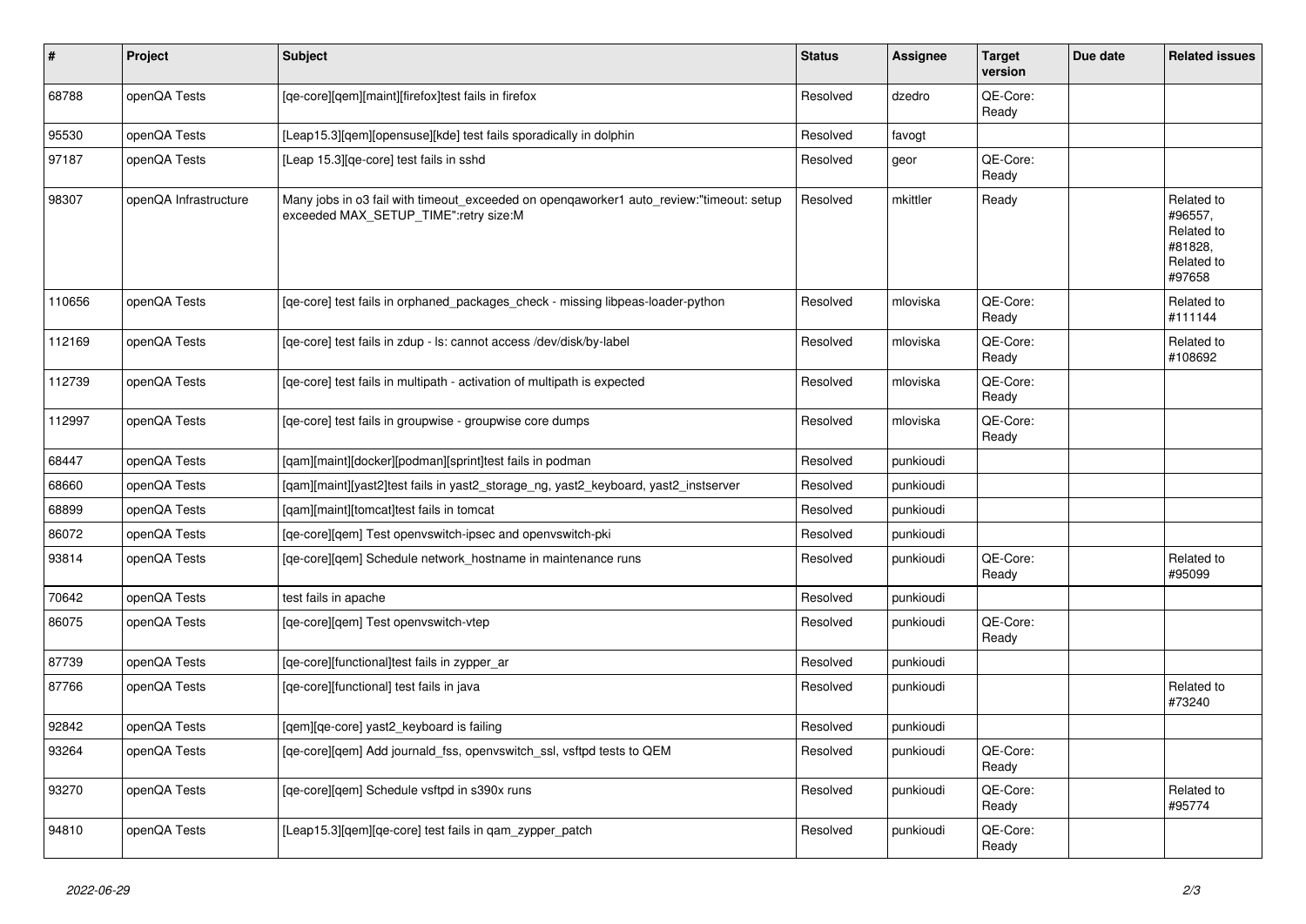| # | Project | Subject | Status | Assignee | Target version | Due date | Related issues |
|---|---|---|---|---|---|---|---|
| 68788 | openQA Tests | [qe-core][qem][maint][firefox]test fails in firefox | Resolved | dzedro | QE-Core: Ready | | |
| 95530 | openQA Tests | [Leap15.3][qem][opensuse][kde] test fails sporadically in dolphin | Resolved | favogt | | | |
| 97187 | openQA Tests | [Leap 15.3][qe-core] test fails in sshd | Resolved | geor | QE-Core: Ready | | |
| 98307 | openQA Infrastructure | Many jobs in o3 fail with timeout_exceeded on openqaworker1 auto_review:"timeout: setup exceeded MAX_SETUP_TIME":retry size:M | Resolved | mkittler | Ready | | Related to #96557, Related to #81828, Related to #97658 |
| 110656 | openQA Tests | [qe-core] test fails in orphaned_packages_check - missing libpeas-loader-python | Resolved | mloviska | QE-Core: Ready | | Related to #111144 |
| 112169 | openQA Tests | [qe-core] test fails in zdup - ls: cannot access /dev/disk/by-label | Resolved | mloviska | QE-Core: Ready | | Related to #108692 |
| 112739 | openQA Tests | [qe-core] test fails in multipath - activation of multipath is expected | Resolved | mloviska | QE-Core: Ready | | |
| 112997 | openQA Tests | [qe-core] test fails in groupwise - groupwise core dumps | Resolved | mloviska | QE-Core: Ready | | |
| 68447 | openQA Tests | [qam][maint][docker][podman][sprint]test fails in podman | Resolved | punkioudi | | | |
| 68660 | openQA Tests | [qam][maint][yast2]test fails in yast2_storage_ng, yast2_keyboard, yast2_instserver | Resolved | punkioudi | | | |
| 68899 | openQA Tests | [qam][maint][tomcat]test fails in tomcat | Resolved | punkioudi | | | |
| 86072 | openQA Tests | [qe-core][qem] Test openvswitch-ipsec and openvswitch-pki | Resolved | punkioudi | | | |
| 93814 | openQA Tests | [qe-core][qem] Schedule network_hostname in maintenance runs | Resolved | punkioudi | QE-Core: Ready | | Related to #95099 |
| 70642 | openQA Tests | test fails in apache | Resolved | punkioudi | | | |
| 86075 | openQA Tests | [qe-core][qem] Test openvswitch-vtep | Resolved | punkioudi | QE-Core: Ready | | |
| 87739 | openQA Tests | [qe-core][functional]test fails in zypper_ar | Resolved | punkioudi | | | |
| 87766 | openQA Tests | [qe-core][functional] test fails in java | Resolved | punkioudi | | | Related to #73240 |
| 92842 | openQA Tests | [qem][qe-core] yast2_keyboard is failing | Resolved | punkioudi | | | |
| 93264 | openQA Tests | [qe-core][qem] Add journald_fss, openvswitch_ssl, vsftpd tests to QEM | Resolved | punkioudi | QE-Core: Ready | | |
| 93270 | openQA Tests | [qe-core][qem] Schedule vsftpd in s390x runs | Resolved | punkioudi | QE-Core: Ready | | Related to #95774 |
| 94810 | openQA Tests | [Leap15.3][qem][qe-core] test fails in qam_zypper_patch | Resolved | punkioudi | QE-Core: Ready | | |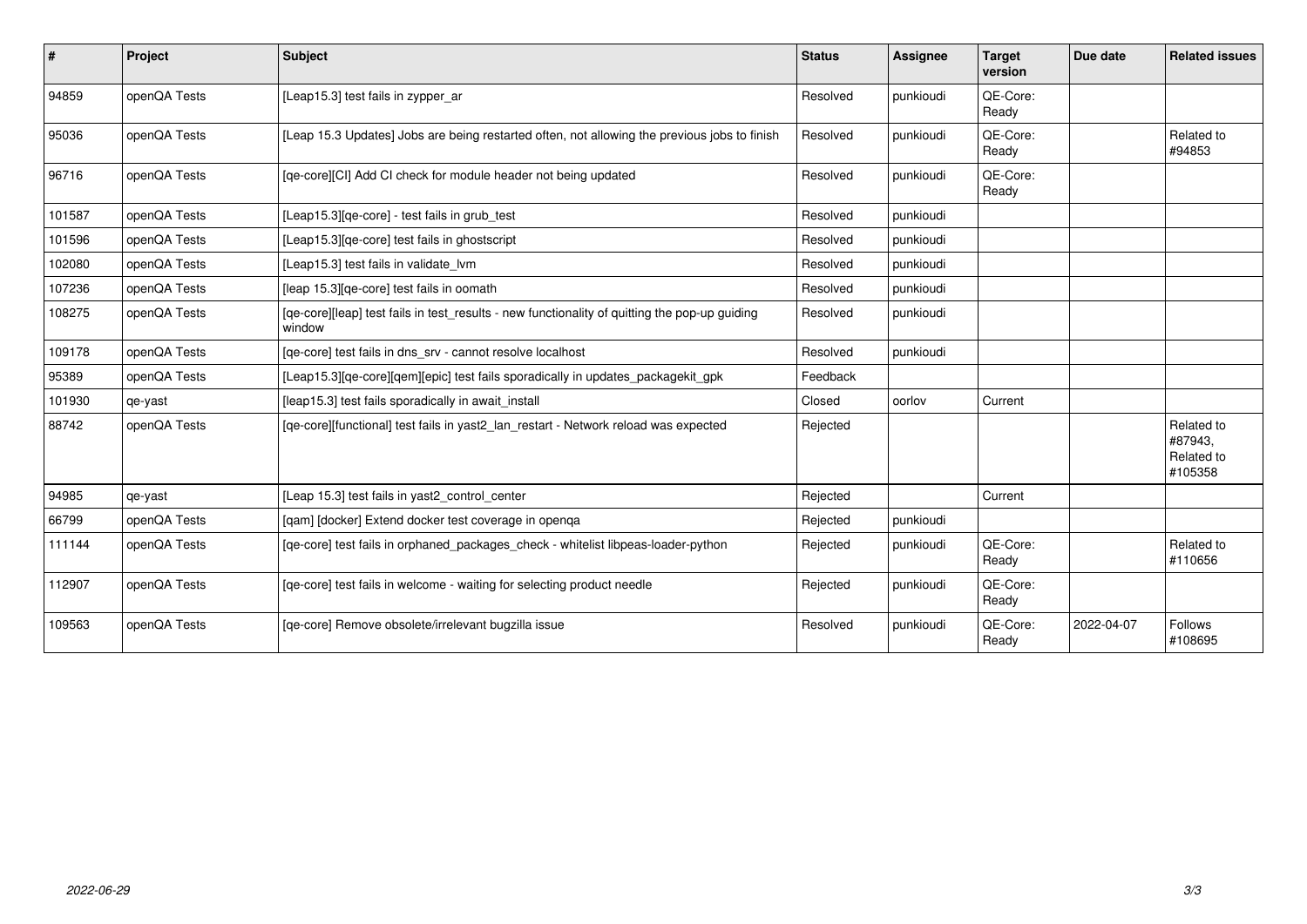| # | Project | Subject | Status | Assignee | Target version | Due date | Related issues |
|---|---|---|---|---|---|---|---|
| 94859 | openQA Tests | [Leap15.3] test fails in zypper_ar | Resolved | punkioudi | QE-Core: Ready | | |
| 95036 | openQA Tests | [Leap 15.3 Updates] Jobs are being restarted often, not allowing the previous jobs to finish | Resolved | punkioudi | QE-Core: Ready | | Related to #94853 |
| 96716 | openQA Tests | [qe-core][CI] Add CI check for module header not being updated | Resolved | punkioudi | QE-Core: Ready | | |
| 101587 | openQA Tests | [Leap15.3][qe-core] - test fails in grub_test | Resolved | punkioudi | | | |
| 101596 | openQA Tests | [Leap15.3][qe-core] test fails in ghostscript | Resolved | punkioudi | | | |
| 102080 | openQA Tests | [Leap15.3] test fails in validate_lvm | Resolved | punkioudi | | | |
| 107236 | openQA Tests | [leap 15.3][qe-core] test fails in oomath | Resolved | punkioudi | | | |
| 108275 | openQA Tests | [qe-core][leap] test fails in test_results - new functionality of quitting the pop-up guiding window | Resolved | punkioudi | | | |
| 109178 | openQA Tests | [qe-core] test fails in dns_srv - cannot resolve localhost | Resolved | punkioudi | | | |
| 95389 | openQA Tests | [Leap15.3][qe-core][qem][epic] test fails sporadically in updates_packagekit_gpk | Feedback | | | | |
| 101930 | qe-yast | [leap15.3] test fails sporadically in await_install | Closed | oorlov | Current | | |
| 88742 | openQA Tests | [qe-core][functional] test fails in yast2_lan_restart - Network reload was expected | Rejected | | | | Related to #87943, Related to #105358 |
| 94985 | qe-yast | [Leap 15.3] test fails in yast2_control_center | Rejected | | Current | | |
| 66799 | openQA Tests | [qam] [docker] Extend docker test coverage in openqa | Rejected | punkioudi | | | |
| 111144 | openQA Tests | [qe-core] test fails in orphaned_packages_check - whitelist libpeas-loader-python | Rejected | punkioudi | QE-Core: Ready | | Related to #110656 |
| 112907 | openQA Tests | [qe-core] test fails in welcome - waiting for selecting product needle | Rejected | punkioudi | QE-Core: Ready | | |
| 109563 | openQA Tests | [qe-core] Remove obsolete/irrelevant bugzilla issue | Resolved | punkioudi | QE-Core: Ready | 2022-04-07 | Follows #108695 |